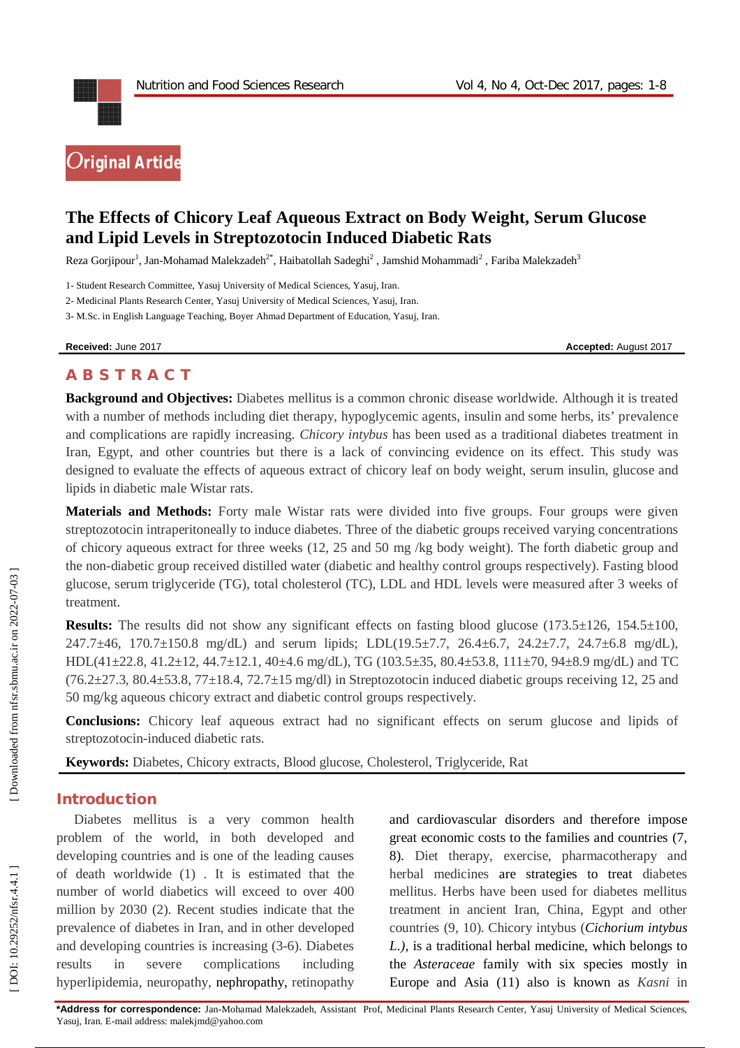Original Article

# The Effects of Chicory Leaf Aqueous Extract on Body Weight, Serum Glucose and Lipid Levels in Streptozotocin Induced Diabetic Rats

Reza Gorjipour[1], Jan-Mohamad Malekzadeh[2*], Haibatollah Sadeghi[2], Jamshid Mohammadi[2], Fariba Malekzadeh[3]

1- Student Research Committee, Yasuj University of Medical Sciences, Yasuj, Iran.

2- Medicinal Plants Research Center, Yasuj University of Medical Sciences, Yasuj, Iran.

3- M.Sc. in English Language Teaching, Boyer Ahmad Department of Education, Yasuj, Iran.

**Received:** June 2017 **Accepted:** August 2017

## ABSTRACT

**Background and Objectives:** Diabetes mellitus is a common chronic disease worldwide. Although it is treated with a number of methods including diet therapy, hypoglycemic agents, insulin and some herbs, its' prevalence and complications are rapidly increasing. *Chicory intybus* has been used as a traditional diabetes treatment in Iran, Egypt, and other countries but there is a lack of convincing evidence on its effect. This study was designed to evaluate the effects of aqueous extract of chicory leaf on body weight, serum insulin, glucose and lipids in diabetic male Wistar rats.

**Materials and Methods:** Forty male Wistar rats were divided into five groups. Four groups were given streptozotocin intraperitoneally to induce diabetes. Three of the diabetic groups received varying concentrations of chicory aqueous extract for three weeks (12, 25 and 50 mg /kg body weight). The forth diabetic group and the non-diabetic group received distilled water (diabetic and healthy control groups respectively). Fasting blood glucose, serum triglyceride (TG), total cholesterol (TC), LDL and HDL levels were measured after 3 weeks of treatment.

**Results:** The results did not show any significant effects on fasting blood glucose (173.5±126, 154.5±100, 247.7±46, 170.7±150.8 mg/dL) and serum lipids; LDL(19.5±7.7, 26.4±6.7, 24.2±7.7, 24.7±6.8 mg/dL), HDL(41±22.8, 41.2±12, 44.7±12.1, 40±4.6 mg/dL), TG (103.5±35, 80.4±53.8, 111±70, 94±8.9 mg/dL) and TC (76.2±27.3, 80.4±53.8, 77±18.4, 72.7±15 mg/dl) in Streptozotocin induced diabetic groups receiving 12, 25 and 50 mg/kg aqueous chicory extract and diabetic control groups respectively.

**Conclusions:** Chicory leaf aqueous extract had no significant effects on serum glucose and lipids of streptozotocin-induced diabetic rats.

**Keywords:** Diabetes, Chicory extracts, Blood glucose, Cholesterol, Triglyceride, Rat

## Introduction

Diabetes mellitus is a very common health problem of the world, in both developed and developing countries and is one of the leading causes of death worldwide (1) . It is estimated that the number of world diabetics will exceed to over 400 million by 2030 (2). Recent studies indicate that the prevalence of diabetes in Iran, and in other developed and developing countries is increasing (3-6). Diabetes results in severe complications including hyperlipidemia, neuropathy, nephropathy, retinopathy and cardiovascular disorders and therefore impose great economic costs to the families and countries (7, 8). Diet therapy, exercise, pharmacotherapy and herbal medicines are strategies to treat diabetes mellitus. Herbs have been used for diabetes mellitus treatment in ancient Iran, China, Egypt and other countries (9, 10). Chicory intybus (*Cichorium intybus L.),* is a traditional herbal medicine, which belongs to the *Asteraceae* family with six species mostly in Europe and Asia (11) also is known as *Kasni* in

**\*Address for correspondence:** Jan-Mohamad Malekzadeh, Assistant Prof, Medicinal Plants Research Center, Yasuj University of Medical Sciences, Yasuj, Iran. E-mail address: malekjmd@yahoo.com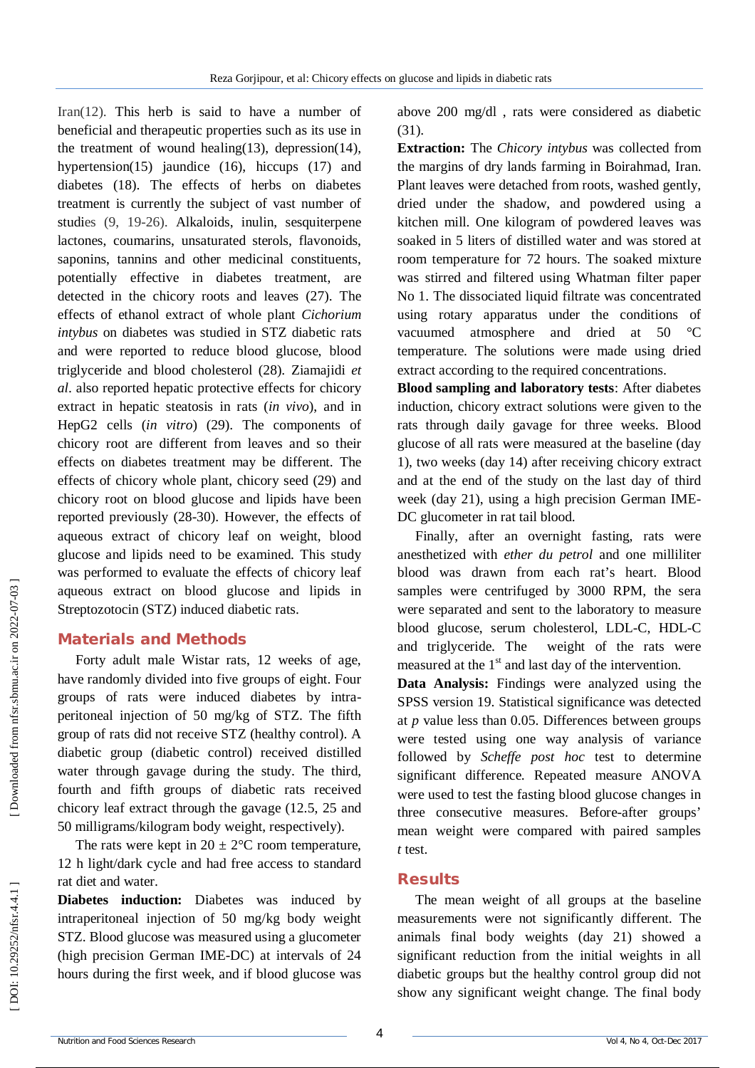Iran(12). This herb is said to have a number of beneficial and therapeutic properties such as its use in the treatment of wound healing(13), depression(14), hypertension(15) jaundice (16), hiccups (17) and diabetes (18). The effects of herbs on diabetes treatment is currently the subject of vast number of studies (9, 19-26). Alkaloids, inulin, sesquiterpene lactones, coumarins, unsaturated sterols, flavonoids, saponins, tannins and other medicinal constituents, potentially effective in diabetes treatment, are detected in the chicory roots and leaves (27). The effects of ethanol extract of whole plant *Cichorium intybus* on diabetes was studied in STZ diabetic rats and were reported to reduce blood glucose, blood triglyceride and blood cholesterol (28). Ziamajidi *et al*. also reported hepatic protective effects for chicory extract in hepatic steatosis in rats (*in vivo*), and in HepG2 cells (*in vitro*) (29). The components of chicory root are different from leaves and so their effects on diabetes treatment may be different. The effects of chicory whole plant, chicory seed (29) and chicory root on blood glucose and lipids have been reported previously (28-30). However, the effects of aqueous extract of chicory leaf on weight, blood glucose and lipids need to be examined. This study was performed to evaluate the effects of chicory leaf aqueous extract on blood glucose and lipids in Streptozotocin (STZ) induced diabetic rats.

## Materials and Methods

Forty adult male Wistar rats, 12 weeks of age, have randomly divided into five groups of eight. Four groups of rats were induced diabetes by intra-peritoneal injection of 50 mg/kg of STZ. The fifth group of rats did not receive STZ (healthy control). A diabetic group (diabetic control) received distilled water through gavage during the study. The third, fourth and fifth groups of diabetic rats received chicory leaf extract through the gavage (12.5, 25 and 50 milligrams/kilogram body weight, respectively).

The rats were kept in 20 ± 2°C room temperature, 12 h light/dark cycle and had free access to standard rat diet and water.

**Diabetes induction:** Diabetes was induced by intraperitoneal injection of 50 mg/kg body weight STZ. Blood glucose was measured using a glucometer (high precision German IME-DC) at intervals of 24 hours during the first week, and if blood glucose was above 200 mg/dl , rats were considered as diabetic (31).

**Extraction:** The *Chicory intybus* was collected from the margins of dry lands farming in Boirahmad, Iran. Plant leaves were detached from roots, washed gently, dried under the shadow, and powdered using a kitchen mill. One kilogram of powdered leaves was soaked in 5 liters of distilled water and was stored at room temperature for 72 hours. The soaked mixture was stirred and filtered using Whatman filter paper No 1. The dissociated liquid filtrate was concentrated using rotary apparatus under the conditions of vacuumed atmosphere and dried at 50 °C temperature. The solutions were made using dried extract according to the required concentrations.

**Blood sampling and laboratory tests**: After diabetes induction, chicory extract solutions were given to the rats through daily gavage for three weeks. Blood glucose of all rats were measured at the baseline (day 1), two weeks (day 14) after receiving chicory extract and at the end of the study on the last day of third week (day 21), using a high precision German IME-DC glucometer in rat tail blood.

Finally, after an overnight fasting, rats were anesthetized with *ether du petrol* and one milliliter blood was drawn from each rat's heart. Blood samples were centrifuged by 3000 RPM, the sera were separated and sent to the laboratory to measure blood glucose, serum cholesterol, LDL-C, HDL-C and triglyceride. The weight of the rats were measured at the 1st and last day of the intervention.

**Data Analysis:** Findings were analyzed using the SPSS version 19. Statistical significance was detected at *p* value less than 0.05. Differences between groups were tested using one way analysis of variance followed by *Scheffe post hoc* test to determine significant difference. Repeated measure ANOVA were used to test the fasting blood glucose changes in three consecutive measures. Before-after groups' mean weight were compared with paired samples *t* test.

## Results

The mean weight of all groups at the baseline measurements were not significantly different. The animals final body weights (day 21) showed a significant reduction from the initial weights in all diabetic groups but the healthy control group did not show any significant weight change. The final body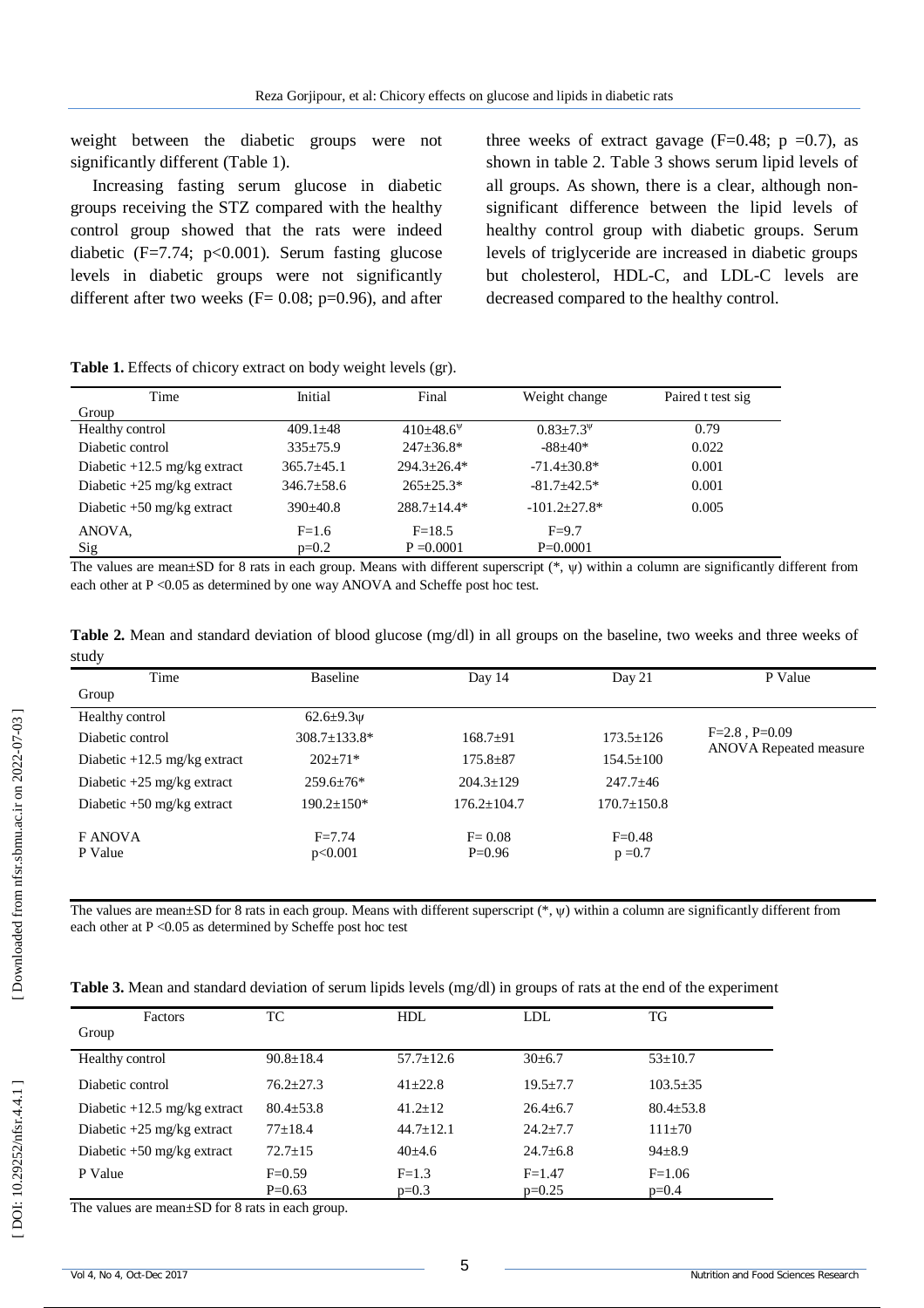weight between the diabetic groups were not significantly different (Table 1).

Increasing fasting serum glucose in diabetic groups receiving the STZ compared with the healthy control group showed that the rats were indeed diabetic ($F=7.74$; $p<0.001$). Serum fasting glucose levels in diabetic groups were not significantly different after two weeks ($F= 0.08$; $p=0.96$), and after three weeks of extract gavage ($F=0.48$; $p =0.7$), as shown in table 2. Table 3 shows serum lipid levels of all groups. As shown, there is a clear, although non-significant difference between the lipid levels of healthy control group with diabetic groups. Serum levels of triglyceride are increased in diabetic groups but cholesterol, HDL-C, and LDL-C levels are decreased compared to the healthy control.

**Table 1.** Effects of chicory extract on body weight levels (gr).

| Group \ Time | Initial | Final | Weight change | Paired t test sig |
|---|---|---|---|---|
| Healthy control | 409.1±48 | 410±48.6$^{\psi}$ | 0.83±7.3$^{\psi}$ | 0.79 |
| Diabetic control | 335±75.9 | 247±36.8* | -88±40* | 0.022 |
| Diabetic +12.5 mg/kg extract | 365.7±45.1 | 294.3±26.4* | -71.4±30.8* | 0.001 |
| Diabetic +25 mg/kg extract | 346.7±58.6 | 265±25.3* | -81.7±42.5* | 0.001 |
| Diabetic +50 mg/kg extract | 390±40.8 | 288.7±14.4* | -101.2±27.8* | 0.005 |
| ANOVA, Sig | F=1.6 p=0.2 | F=18.5 P =0.0001 | F=9.7 P=0.0001 | |

The values are mean±SD for 8 rats in each group. Means with different superscript (*, ψ) within a column are significantly different from each other at P <0.05 as determined by one way ANOVA and Scheffe post hoc test.

**Table 2.** Mean and standard deviation of blood glucose (mg/dl) in all groups on the baseline, two weeks and three weeks of study

| Group \ Time | Baseline | Day 14 | Day 21 | P Value |
|---|---|---|---|---|
| Healthy control | 62.6±9.3ψ | | | |
| Diabetic control | 308.7±133.8* | 168.7±91 | 173.5±126 | F=2.8 , P=0.09 ANOVA Repeated measure |
| Diabetic +12.5 mg/kg extract | 202±71* | 175.8±87 | 154.5±100 | |
| Diabetic +25 mg/kg extract | 259.6±76* | 204.3±129 | 247.7±46 | |
| Diabetic +50 mg/kg extract | 190.2±150* | 176.2±104.7 | 170.7±150.8 | |
| F ANOVA P Value | F=7.74 p<0.001 | F= 0.08 P=0.96 | F=0.48 p =0.7 | |

The values are mean±SD for 8 rats in each group. Means with different superscript (*, ψ) within a column are significantly different from each other at P <0.05 as determined by Scheffe post hoc test

**Table 3.** Mean and standard deviation of serum lipids levels (mg/dl) in groups of rats at the end of the experiment

| Group \ Factors | TC | HDL | LDL | TG |
|---|---|---|---|---|
| Healthy control | 90.8±18.4 | 57.7±12.6 | 30±6.7 | 53±10.7 |
| Diabetic control | 76.2±27.3 | 41±22.8 | 19.5±7.7 | 103.5±35 |
| Diabetic +12.5 mg/kg extract | 80.4±53.8 | 41.2±12 | 26.4±6.7 | 80.4±53.8 |
| Diabetic +25 mg/kg extract | 77±18.4 | 44.7±12.1 | 24.2±7.7 | 111±70 |
| Diabetic +50 mg/kg extract | 72.7±15 | 40±4.6 | 24.7±6.8 | 94±8.9 |
| P Value | F=0.59 P=0.63 | F=1.3 p=0.3 | F=1.47 p=0.25 | F=1.06 p=0.4 |

The values are mean±SD for 8 rats in each group.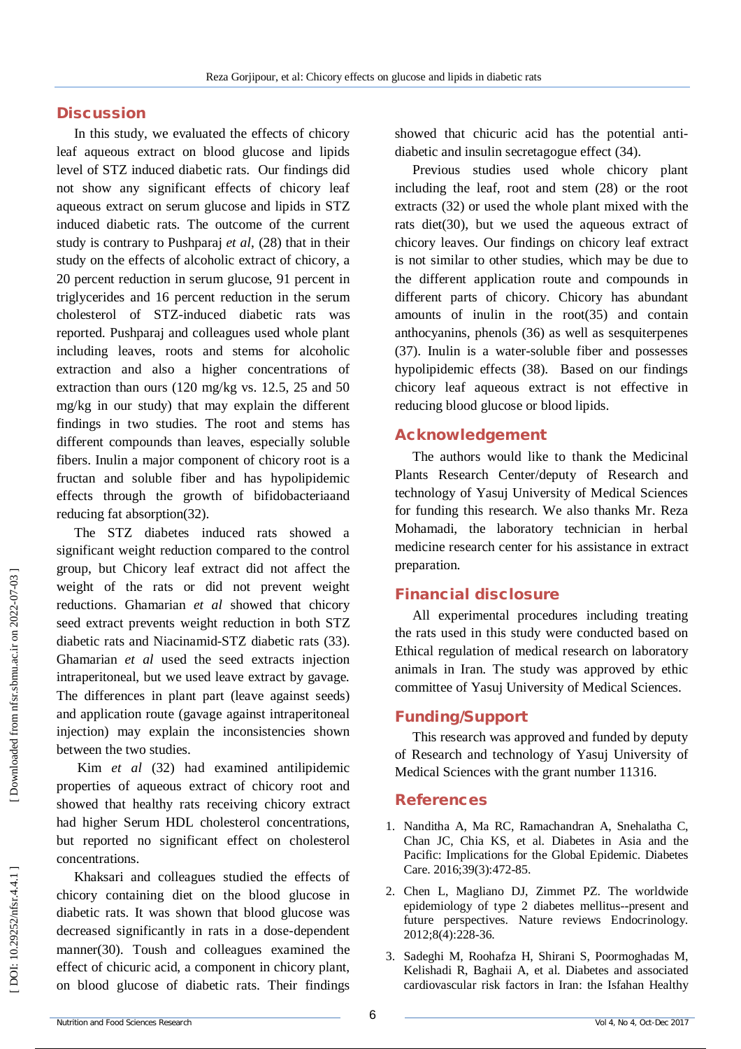## Discussion

In this study, we evaluated the effects of chicory leaf aqueous extract on blood glucose and lipids level of STZ induced diabetic rats. Our findings did not show any significant effects of chicory leaf aqueous extract on serum glucose and lipids in STZ induced diabetic rats. The outcome of the current study is contrary to Pushparaj *et al*, (28) that in their study on the effects of alcoholic extract of chicory, a 20 percent reduction in serum glucose, 91 percent in triglycerides and 16 percent reduction in the serum cholesterol of STZ-induced diabetic rats was reported. Pushparaj and colleagues used whole plant including leaves, roots and stems for alcoholic extraction and also a higher concentrations of extraction than ours (120 mg/kg vs. 12.5, 25 and 50 mg/kg in our study) that may explain the different findings in two studies. The root and stems has different compounds than leaves, especially soluble fibers. Inulin a major component of chicory root is a fructan and soluble fiber and has hypolipidemic effects through the growth of bifidobacteriaand reducing fat absorption(32).

The STZ diabetes induced rats showed a significant weight reduction compared to the control group, but Chicory leaf extract did not affect the weight of the rats or did not prevent weight reductions. Ghamarian *et al* showed that chicory seed extract prevents weight reduction in both STZ diabetic rats and Niacinamid-STZ diabetic rats (33). Ghamarian *et al* used the seed extracts injection intraperitoneal, but we used leave extract by gavage. The differences in plant part (leave against seeds) and application route (gavage against intraperitoneal injection) may explain the inconsistencies shown between the two studies.

Kim *et al* (32) had examined antilipidemic properties of aqueous extract of chicory root and showed that healthy rats receiving chicory extract had higher Serum HDL cholesterol concentrations, but reported no significant effect on cholesterol concentrations.

Khaksari and colleagues studied the effects of chicory containing diet on the blood glucose in diabetic rats. It was shown that blood glucose was decreased significantly in rats in a dose-dependent manner(30). Toush and colleagues examined the effect of chicuric acid, a component in chicory plant, on blood glucose of diabetic rats. Their findings showed that chicuric acid has the potential anti-diabetic and insulin secretagogue effect (34).

Previous studies used whole chicory plant including the leaf, root and stem (28) or the root extracts (32) or used the whole plant mixed with the rats diet(30), but we used the aqueous extract of chicory leaves. Our findings on chicory leaf extract is not similar to other studies, which may be due to the different application route and compounds in different parts of chicory. Chicory has abundant amounts of inulin in the root(35) and contain anthocyanins, phenols (36) as well as sesquiterpenes (37). Inulin is a water-soluble fiber and possesses hypolipidemic effects (38). Based on our findings chicory leaf aqueous extract is not effective in reducing blood glucose or blood lipids.

## Acknowledgement

The authors would like to thank the Medicinal Plants Research Center/deputy of Research and technology of Yasuj University of Medical Sciences for funding this research. We also thanks Mr. Reza Mohamadi, the laboratory technician in herbal medicine research center for his assistance in extract preparation.

## Financial disclosure

All experimental procedures including treating the rats used in this study were conducted based on Ethical regulation of medical research on laboratory animals in Iran. The study was approved by ethic committee of Yasuj University of Medical Sciences.

## Funding/Support

This research was approved and funded by deputy of Research and technology of Yasuj University of Medical Sciences with the grant number 11316.

## References

1. Nanditha A, Ma RC, Ramachandran A, Snehalatha C, Chan JC, Chia KS, et al. Diabetes in Asia and the Pacific: Implications for the Global Epidemic. Diabetes Care. 2016;39(3):472-85.
2. Chen L, Magliano DJ, Zimmet PZ. The worldwide epidemiology of type 2 diabetes mellitus--present and future perspectives. Nature reviews Endocrinology. 2012;8(4):228-36.
3. Sadeghi M, Roohafza H, Shirani S, Poormoghadas M, Kelishadi R, Baghaii A, et al. Diabetes and associated cardiovascular risk factors in Iran: the Isfahan Healthy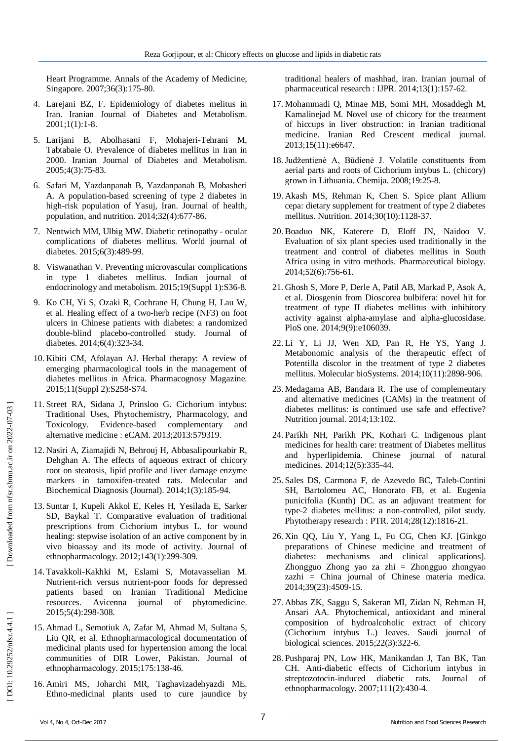Heart Programme. Annals of the Academy of Medicine, Singapore. 2007;36(3):175-80.

4. Larejani BZ, F. Epidemiology of diabetes melitus in Iran. Iranian Journal of Diabetes and Metabolism. 2001;1(1):1-8.
5. Larijani B, Abolhasani F, Mohajeri-Tehrani M, Tabtabaie O. Prevalence of diabetes mellitus in Iran in 2000. Iranian Journal of Diabetes and Metabolism. 2005;4(3):75-83.
6. Safari M, Yazdanpanah B, Yazdanpanah B, Mobasheri A. A population-based screening of type 2 diabetes in high-risk population of Yasuj, Iran. Journal of health, population, and nutrition. 2014;32(4):677-86.
7. Nentwich MM, Ulbig MW. Diabetic retinopathy - ocular complications of diabetes mellitus. World journal of diabetes. 2015;6(3):489-99.
8. Viswanathan V. Preventing microvascular complications in type 1 diabetes mellitus. Indian journal of endocrinology and metabolism. 2015;19(Suppl 1):S36-8.
9. Ko CH, Yi S, Ozaki R, Cochrane H, Chung H, Lau W, et al. Healing effect of a two-herb recipe (NF3) on foot ulcers in Chinese patients with diabetes: a randomized double-blind placebo-controlled study. Journal of diabetes. 2014;6(4):323-34.
10. Kibiti CM, Afolayan AJ. Herbal therapy: A review of emerging pharmacological tools in the management of diabetes mellitus in Africa. Pharmacognosy Magazine. 2015;11(Suppl 2):S258-S74.
11. Street RA, Sidana J, Prinsloo G. Cichorium intybus: Traditional Uses, Phytochemistry, Pharmacology, and Toxicology. Evidence-based complementary and alternative medicine : eCAM. 2013;2013:579319.
12. Nasiri A, Ziamajidi N, Behrouj H, Abbasalipourkabir R, Dehghan A. The effects of aqueous extract of chicory root on steatosis, lipid profile and liver damage enzyme markers in tamoxifen-treated rats. Molecular and Biochemical Diagnosis (Journal). 2014;1(3):185-94.
13. Suntar I, Kupeli Akkol E, Keles H, Yesilada E, Sarker SD, Baykal T. Comparative evaluation of traditional prescriptions from Cichorium intybus L. for wound healing: stepwise isolation of an active component by in vivo bioassay and its mode of activity. Journal of ethnopharmacology. 2012;143(1):299-309.
14. Tavakkoli-Kakhki M, Eslami S, Motavasselian M. Nutrient-rich versus nutrient-poor foods for depressed patients based on Iranian Traditional Medicine resources. Avicenna journal of phytomedicine. 2015;5(4):298-308.
15. Ahmad L, Semotiuk A, Zafar M, Ahmad M, Sultana S, Liu QR, et al. Ethnopharmacological documentation of medicinal plants used for hypertension among the local communities of DIR Lower, Pakistan. Journal of ethnopharmacology. 2015;175:138-46.
16. Amiri MS, Joharchi MR, Taghavizadehyazdi ME. Ethno-medicinal plants used to cure jaundice by traditional healers of mashhad, iran. Iranian journal of pharmaceutical research : IJPR. 2014;13(1):157-62.
17. Mohammadi Q, Minae MB, Somi MH, Mosaddegh M, Kamalinejad M. Novel use of chicory for the treatment of hiccups in liver obstruction: in Iranian traditional medicine. Iranian Red Crescent medical journal. 2013;15(11):e6647.
18. Judžentienė A, Būdienė J. Volatile constituents from aerial parts and roots of Cichorium intybus L. (chicory) grown in Lithuania. Chemija. 2008;19:25-8.
19. Akash MS, Rehman K, Chen S. Spice plant Allium cepa: dietary supplement for treatment of type 2 diabetes mellitus. Nutrition. 2014;30(10):1128-37.
20. Boaduo NK, Katerere D, Eloff JN, Naidoo V. Evaluation of six plant species used traditionally in the treatment and control of diabetes mellitus in South Africa using in vitro methods. Pharmaceutical biology. 2014;52(6):756-61.
21. Ghosh S, More P, Derle A, Patil AB, Markad P, Asok A, et al. Diosgenin from Dioscorea bulbifera: novel hit for treatment of type II diabetes mellitus with inhibitory activity against alpha-amylase and alpha-glucosidase. PloS one. 2014;9(9):e106039.
22. Li Y, Li JJ, Wen XD, Pan R, He YS, Yang J. Metabonomic analysis of the therapeutic effect of Potentilla discolor in the treatment of type 2 diabetes mellitus. Molecular bioSystems. 2014;10(11):2898-906.
23. Medagama AB, Bandara R. The use of complementary and alternative medicines (CAMs) in the treatment of diabetes mellitus: is continued use safe and effective? Nutrition journal. 2014;13:102.
24. Parikh NH, Parikh PK, Kothari C. Indigenous plant medicines for health care: treatment of Diabetes mellitus and hyperlipidemia. Chinese journal of natural medicines. 2014;12(5):335-44.
25. Sales DS, Carmona F, de Azevedo BC, Taleb-Contini SH, Bartolomeu AC, Honorato FB, et al. Eugenia punicifolia (Kunth) DC. as an adjuvant treatment for type-2 diabetes mellitus: a non-controlled, pilot study. Phytotherapy research : PTR. 2014;28(12):1816-21.
26. Xin QQ, Liu Y, Yang L, Fu CG, Chen KJ. [Ginkgo preparations of Chinese medicine and treatment of diabetes: mechanisms and clinical applications]. Zhongguo Zhong yao za zhi = Zhongguo zhongyao zazhi = China journal of Chinese materia medica. 2014;39(23):4509-15.
27. Abbas ZK, Saggu S, Sakeran MI, Zidan N, Rehman H, Ansari AA. Phytochemical, antioxidant and mineral composition of hydroalcoholic extract of chicory (Cichorium intybus L.) leaves. Saudi journal of biological sciences. 2015;22(3):322-6.
28. Pushparaj PN, Low HK, Manikandan J, Tan BK, Tan CH. Anti-diabetic effects of Cichorium intybus in streptozotocin-induced diabetic rats. Journal of ethnopharmacology. 2007;111(2):430-4.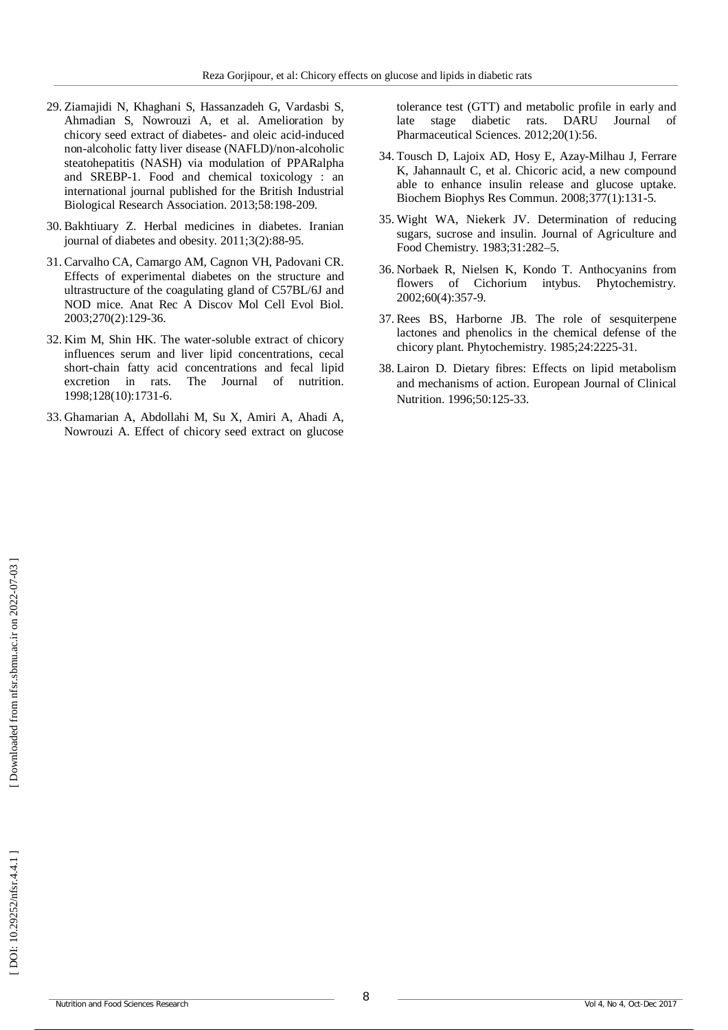29. Ziamajidi N, Khaghani S, Hassanzadeh G, Vardasbi S, Ahmadian S, Nowrouzi A, et al. Amelioration by chicory seed extract of diabetes- and oleic acid-induced non-alcoholic fatty liver disease (NAFLD)/non-alcoholic steatohepatitis (NASH) via modulation of PPARalpha and SREBP-1. Food and chemical toxicology : an international journal published for the British Industrial Biological Research Association. 2013;58:198-209.

30. Bakhtiuary Z. Herbal medicines in diabetes. Iranian journal of diabetes and obesity. 2011;3(2):88-95.

31. Carvalho CA, Camargo AM, Cagnon VH, Padovani CR. Effects of experimental diabetes on the structure and ultrastructure of the coagulating gland of C57BL/6J and NOD mice. Anat Rec A Discov Mol Cell Evol Biol. 2003;270(2):129-36.

32. Kim M, Shin HK. The water-soluble extract of chicory influences serum and liver lipid concentrations, cecal short-chain fatty acid concentrations and fecal lipid excretion in rats. The Journal of nutrition. 1998;128(10):1731-6.

33. Ghamarian A, Abdollahi M, Su X, Amiri A, Ahadi A, Nowrouzi A. Effect of chicory seed extract on glucose tolerance test (GTT) and metabolic profile in early and late stage diabetic rats. DARU Journal of Pharmaceutical Sciences. 2012;20(1):56.

34. Tousch D, Lajoix AD, Hosy E, Azay-Milhau J, Ferrare K, Jahannault C, et al. Chicoric acid, a new compound able to enhance insulin release and glucose uptake. Biochem Biophys Res Commun. 2008;377(1):131-5.

35. Wight WA, Niekerk JV. Determination of reducing sugars, sucrose and insulin. Journal of Agriculture and Food Chemistry. 1983;31:282–5.

36. Norbaek R, Nielsen K, Kondo T. Anthocyanins from flowers of Cichorium intybus. Phytochemistry. 2002;60(4):357-9.

37. Rees BS, Harborne JB. The role of sesquiterpene lactones and phenolics in the chemical defense of the chicory plant. Phytochemistry. 1985;24:2225-31.

38. Lairon D. Dietary fibres: Effects on lipid metabolism and mechanisms of action. European Journal of Clinical Nutrition. 1996;50:125-33.